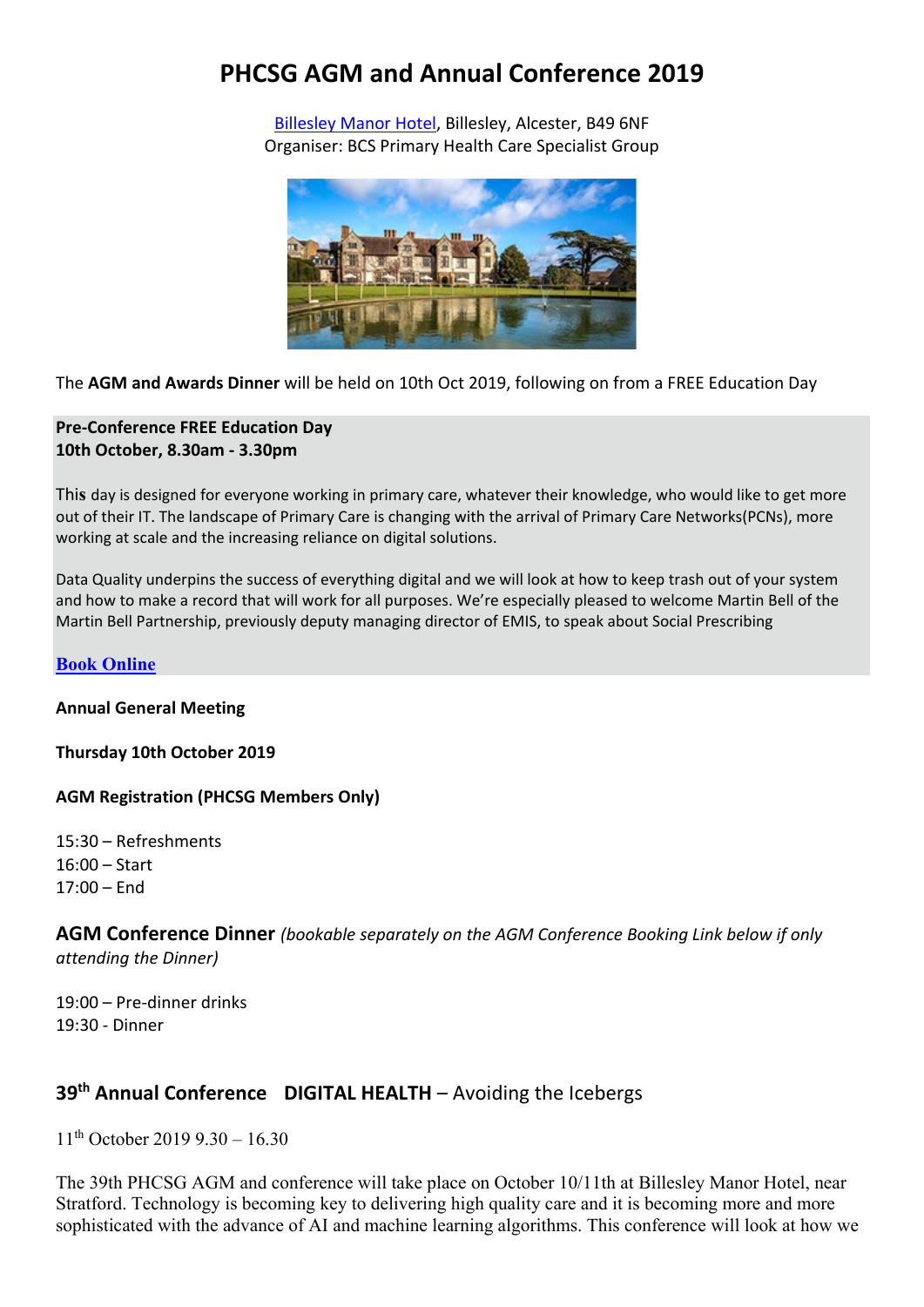# PHCSG AGM and Annual Conference 2019

Billesley Manor Hotel, Billesley, Alcester, B49 6NF
Organiser: BCS Primary Health Care Specialist Group

The **AGM and Awards Dinner** will be held on 10th Oct 2019, following on from a FREE Education Day

**Pre-Conference FREE Education Day**
**10th October, 8.30am - 3.30pm**

This day is designed for everyone working in primary care, whatever their knowledge, who would like to get more out of their IT. The landscape of Primary Care is changing with the arrival of Primary Care Networks(PCNs), more working at scale and the increasing reliance on digital solutions.

Data Quality underpins the success of everything digital and we will look at how to keep trash out of your system and how to make a record that will work for all purposes. We're especially pleased to welcome Martin Bell of the Martin Bell Partnership, previously deputy managing director of EMIS, to speak about Social Prescribing

**Book Online**

**Annual General Meeting**

**Thursday 10th October 2019**

**AGM Registration (PHCSG Members Only)**

15:30 – Refreshments
16:00 – Start
17:00 – End

**AGM Conference Dinner** *(bookable separately on the AGM Conference Booking Link below if only attending the Dinner)*

19:00 – Pre-dinner drinks
19:30 - Dinner

## 39th Annual Conference **DIGITAL HEALTH** – Avoiding the Icebergs

11th October 2019 9.30 – 16.30

The 39th PHCSG AGM and conference will take place on October 10/11th at Billesley Manor Hotel, near Stratford. Technology is becoming key to delivering high quality care and it is becoming more and more sophisticated with the advance of AI and machine learning algorithms. This conference will look at how we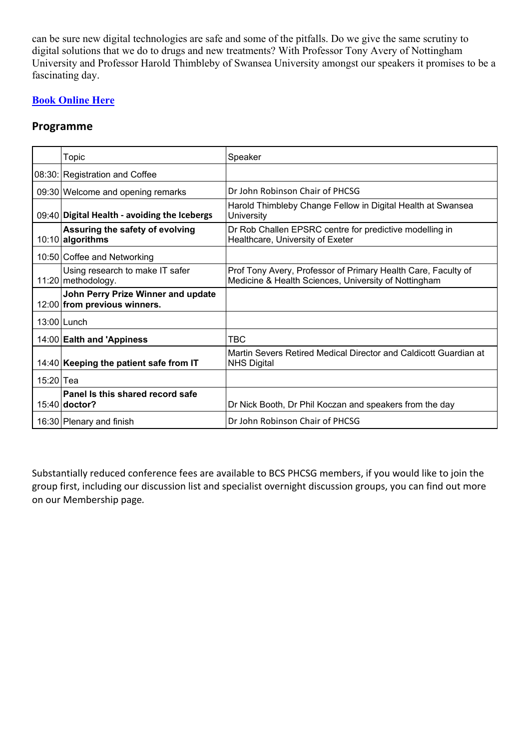can be sure new digital technologies are safe and some of the pitfalls. Do we give the same scrutiny to digital solutions that we do to drugs and new treatments? With Professor Tony Avery of Nottingham University and Professor Harold Thimbleby of Swansea University amongst our speakers it promises to be a fascinating day.

**Book Online Here**

## Programme

| | Topic | Speaker |
|---|---|---|
| 08:30: | Registration and Coffee | |
| 09:30 | Welcome and opening remarks | Dr John Robinson Chair of PHCSG |
| 09:40 | **Digital Health - avoiding the Icebergs** | Harold Thimbleby Change Fellow in Digital Health at Swansea University |
| 10:10 | **Assuring the safety of evolving algorithms** | Dr Rob Challen EPSRC centre for predictive modelling in Healthcare, University of Exeter |
| 10:50 | Coffee and Networking | |
| 11:20 | Using research to make IT safer methodology. | Prof Tony Avery, Professor of Primary Health Care, Faculty of Medicine & Health Sciences, University of Nottingham |
| 12:00 | **John Perry Prize Winner and update from previous winners.** | |
| 13:00 | Lunch | |
| 14:00 | **Ealth and 'Appiness** | TBC |
| 14:40 | **Keeping the patient safe from IT** | Martin Severs Retired Medical Director and Caldicott Guardian at NHS Digital |
| 15:20 | Tea | |
| 15:40 | **Panel Is this shared record safe doctor?** | Dr Nick Booth, Dr Phil Koczan and speakers from the day |
| 16:30 | Plenary and finish | Dr John Robinson Chair of PHCSG |

Substantially reduced conference fees are available to BCS PHCSG members, if you would like to join the group first, including our discussion list and specialist overnight discussion groups, you can find out more on our Membership page.